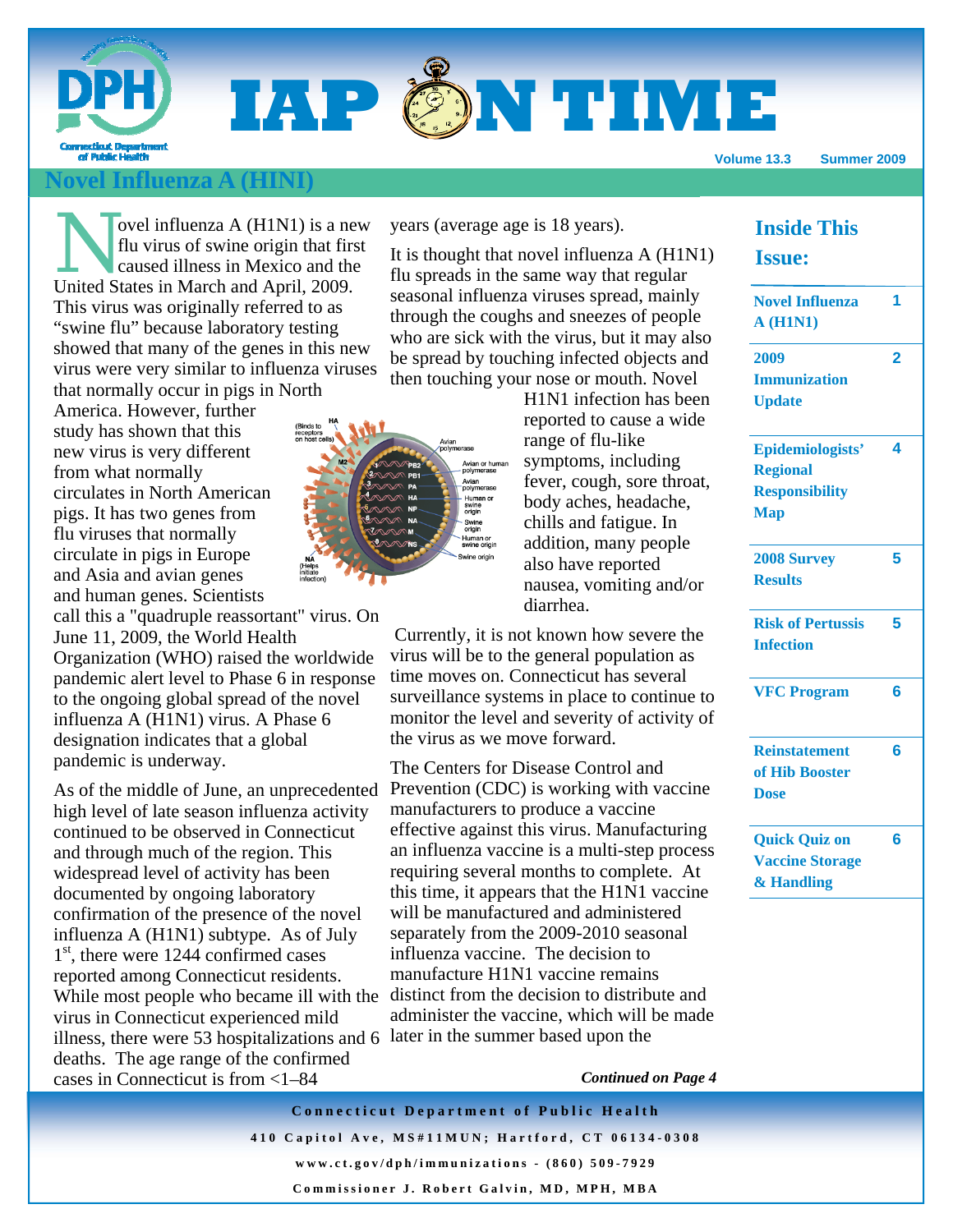# IAP ON TIME

Volume 13.3 Summer 2009

## Novel Influenza A (HlNl)

Novel influenza A (H1N1) is a new flu virus of swine origin that first caused illness in Mexico and the United States in March and April, 2009. This virus was originally referred to as "swine flu" because laboratory testing showed that many of the genes in this new virus were very similar to influenza viruses that normally occur in pigs in North America. However, further study has shown that this new virus is very different from what normally circulates in North American pigs. It has two genes from flu viruses that normally circulate in pigs in Europe and Asia and avian genes and human genes. Scientists call this a "quadruple reassortant" virus. On June 11, 2009, the World Health Organization (WHO) raised the worldwide pandemic alert level to Phase 6 in response to the ongoing global spread of the novel influenza A (H1N1) virus. A Phase 6 designation indicates that a global pandemic is underway.

As of the middle of June, an unprecedented high level of late season influenza activity continued to be observed in Connecticut and through much of the region. This widespread level of activity has been documented by ongoing laboratory confirmation of the presence of the novel influenza A (H1N1) subtype. As of July 1st, there were 1244 confirmed cases reported among Connecticut residents. While most people who became ill with the virus in Connecticut experienced mild illness, there were 53 hospitalizations and 6 deaths. The age range of the confirmed cases in Connecticut is from <1–84 years (average age is 18 years).

It is thought that novel influenza A (H1N1) flu spreads in the same way that regular seasonal influenza viruses spread, mainly through the coughs and sneezes of people who are sick with the virus, but it may also be spread by touching infected objects and then touching your nose or mouth. Novel H1N1 infection has been reported to cause a wide range of flu-like symptoms, including fever, cough, sore throat, body aches, headache, chills and fatigue. In addition, many people also have reported nausea, vomiting and/or diarrhea.

Currently, it is not known how severe the virus will be to the general population as time moves on. Connecticut has several surveillance systems in place to continue to monitor the level and severity of activity of the virus as we move forward.

The Centers for Disease Control and Prevention (CDC) is working with vaccine manufacturers to produce a vaccine effective against this virus. Manufacturing an influenza vaccine is a multi-step process requiring several months to complete. At this time, it appears that the H1N1 vaccine will be manufactured and administered separately from the 2009-2010 seasonal influenza vaccine. The decision to manufacture H1N1 vaccine remains distinct from the decision to distribute and administer the vaccine, which will be made later in the summer based upon the

*Continued on Page 4*

### Inside This Issue:

| | |
|---|---|
| **Novel Influenza A (H1N1)** | 1 |
| **2009 Immunization Update** | 2 |
| **Epidemiologists' Regional Responsibility Map** | 4 |
| **2008 Survey Results** | 5 |
| **Risk of Pertussis Infection** | 5 |
| **VFC Program** | 6 |
| **Reinstatement of Hib Booster Dose** | 6 |
| **Quick Quiz on Vaccine Storage & Handling** | 6 |

**Connecticut Department of Public Health**
**410 Capitol Ave, MS#11MUN; Hartford, CT 06134-0308**
**www.ct.gov/dph/immunizations - (860) 509-7929**
**Commissioner J. Robert Galvin, MD, MPH, MBA**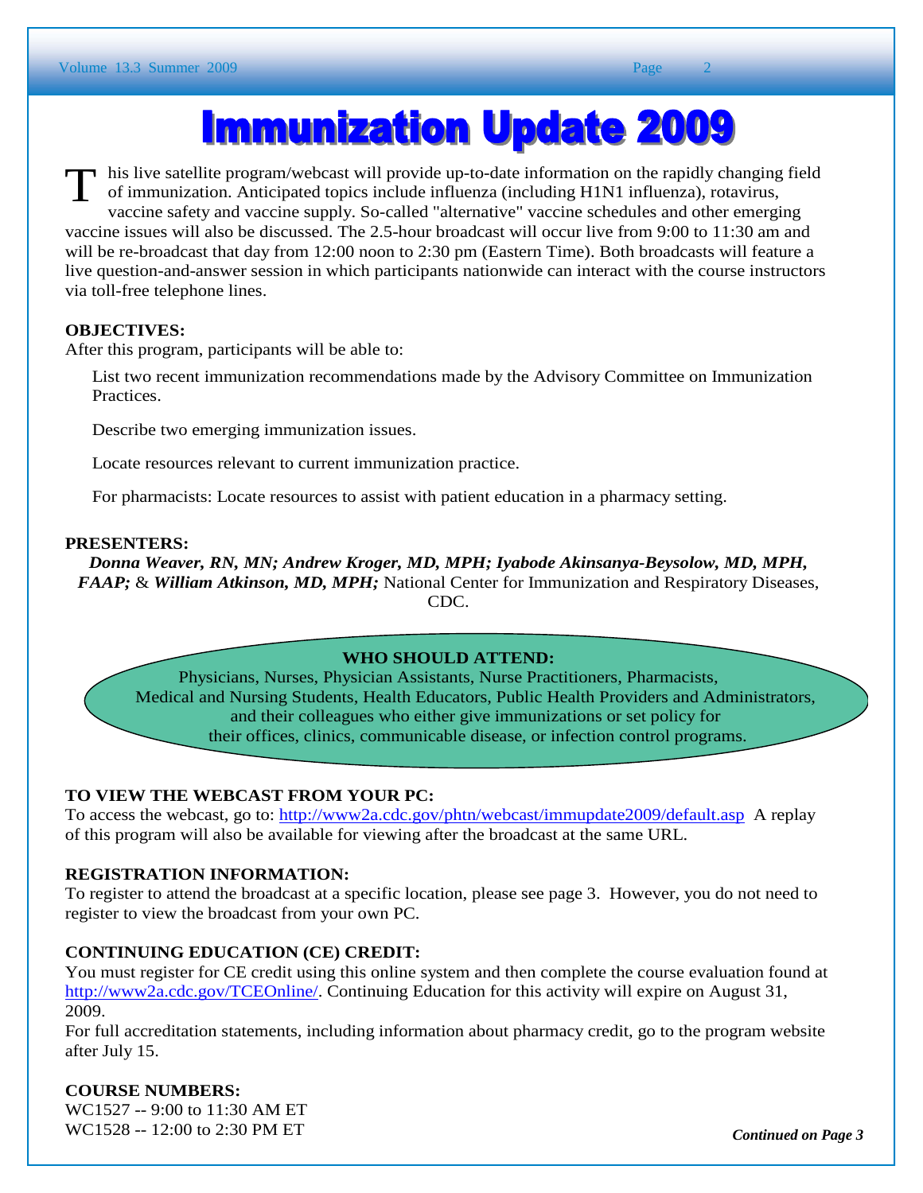# Immunization Update 2009

This live satellite program/webcast will provide up-to-date information on the rapidly changing field of immunization. Anticipated topics include influenza (including H1N1 influenza), rotavirus, vaccine safety and vaccine supply. So-called "alternative" vaccine schedules and other emerging vaccine issues will also be discussed. The 2.5-hour broadcast will occur live from 9:00 to 11:30 am and will be re-broadcast that day from 12:00 noon to 2:30 pm (Eastern Time). Both broadcasts will feature a live question-and-answer session in which participants nationwide can interact with the course instructors via toll-free telephone lines.

**OBJECTIVES:**

After this program, participants will be able to:

List two recent immunization recommendations made by the Advisory Committee on Immunization Practices.

Describe two emerging immunization issues.

Locate resources relevant to current immunization practice.

For pharmacists: Locate resources to assist with patient education in a pharmacy setting.

**PRESENTERS:**

***Donna Weaver, RN, MN; Andrew Kroger, MD, MPH; Iyabode Akinsanya-Beysolow, MD, MPH, FAAP;*** & ***William Atkinson, MD, MPH;*** National Center for Immunization and Respiratory Diseases, CDC.

**WHO SHOULD ATTEND:**

Physicians, Nurses, Physician Assistants, Nurse Practitioners, Pharmacists, Medical and Nursing Students, Health Educators, Public Health Providers and Administrators, and their colleagues who either give immunizations or set policy for their offices, clinics, communicable disease, or infection control programs.

**TO VIEW THE WEBCAST FROM YOUR PC:**

To access the webcast, go to: http://www2a.cdc.gov/phtn/webcast/immupdate2009/default.asp A replay of this program will also be available for viewing after the broadcast at the same URL.

**REGISTRATION INFORMATION:**

To register to attend the broadcast at a specific location, please see page 3. However, you do not need to register to view the broadcast from your own PC.

**CONTINUING EDUCATION (CE) CREDIT:**

You must register for CE credit using this online system and then complete the course evaluation found at http://www2a.cdc.gov/TCEOnline/. Continuing Education for this activity will expire on August 31, 2009.

For full accreditation statements, including information about pharmacy credit, go to the program website after July 15.

**COURSE NUMBERS:**

WC1527 -- 9:00 to 11:30 AM ET
WC1528 -- 12:00 to 2:30 PM ET

***Continued on Page 3***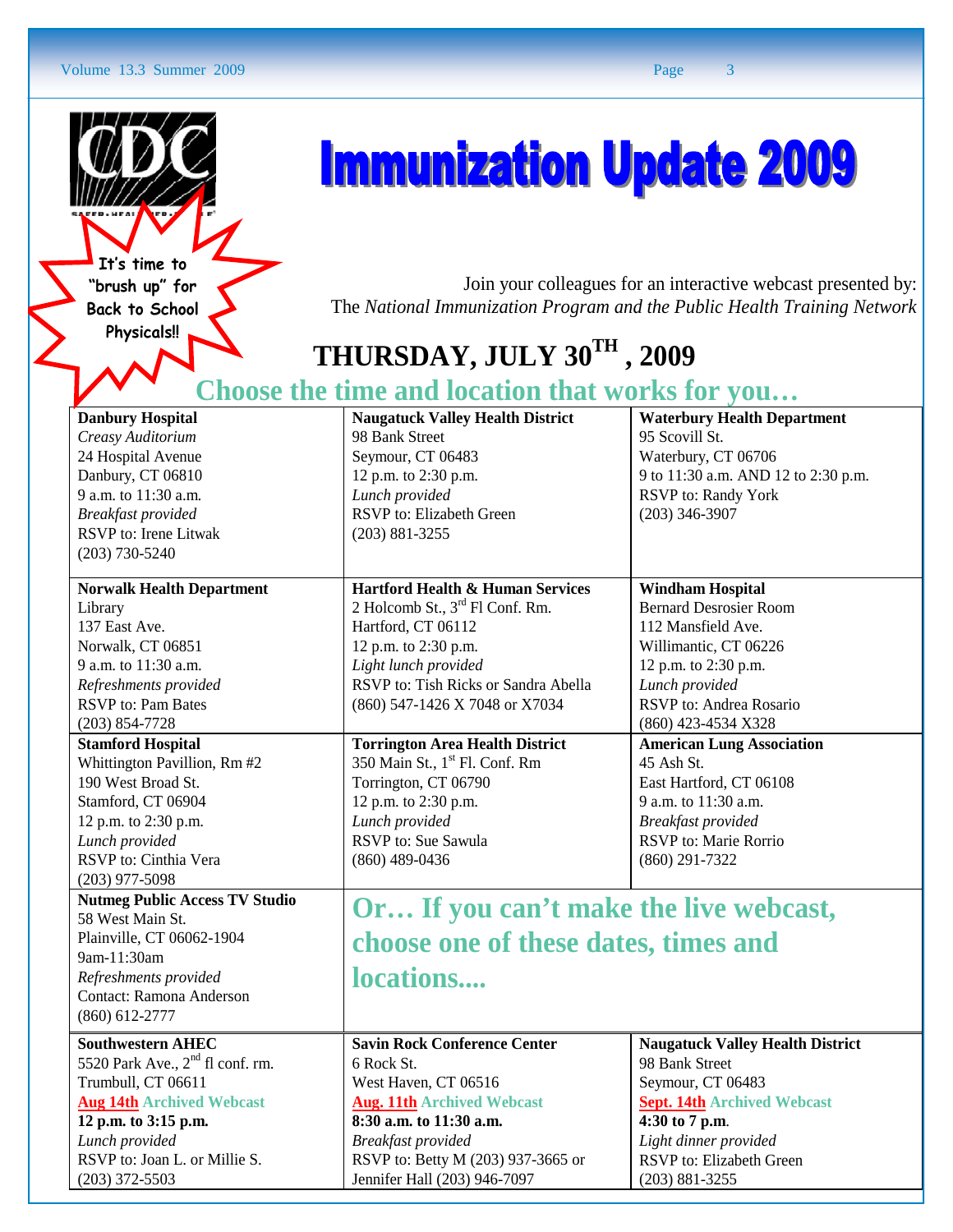# Immunization Update 2009

**It's time to "brush up" for Back to School Physicals!!**

Join your colleagues for an interactive webcast presented by:
The *National Immunization Program and the Public Health Training Network*

## THURSDAY, JULY 30TH, 2009

### Choose the time and location that works for you…

| | | |
|---|---|---|
| **Danbury Hospital**<br>*Creasy Auditorium*<br>24 Hospital Avenue<br>Danbury, CT 06810<br>9 a.m. to 11:30 a.m.<br>*Breakfast provided*<br>RSVP to: Irene Litwak<br>(203) 730-5240 | **Naugatuck Valley Health District**<br>98 Bank Street<br>Seymour, CT 06483<br>12 p.m. to 2:30 p.m.<br>*Lunch provided*<br>RSVP to: Elizabeth Green<br>(203) 881-3255 | **Waterbury Health Department**<br>95 Scovill St.<br>Waterbury, CT 06706<br>9 to 11:30 a.m. AND 12 to 2:30 p.m.<br>RSVP to: Randy York<br>(203) 346-3907 |
| **Norwalk Health Department**<br>Library<br>137 East Ave.<br>Norwalk, CT 06851<br>9 a.m. to 11:30 a.m.<br>*Refreshments provided*<br>RSVP to: Pam Bates<br>(203) 854-7728 | **Hartford Health & Human Services**<br>2 Holcomb St., 3rd Fl Conf. Rm.<br>Hartford, CT 06112<br>12 p.m. to 2:30 p.m.<br>*Light lunch provided*<br>RSVP to: Tish Ricks or Sandra Abella<br>(860) 547-1426 X 7048 or X7034 | **Windham Hospital**<br>Bernard Desrosier Room<br>112 Mansfield Ave.<br>Willimantic, CT 06226<br>12 p.m. to 2:30 p.m.<br>*Lunch provided*<br>RSVP to: Andrea Rosario<br>(860) 423-4534 X328 |
| **Stamford Hospital**<br>Whittington Pavillion, Rm #2<br>190 West Broad St.<br>Stamford, CT 06904<br>12 p.m. to 2:30 p.m.<br>*Lunch provided*<br>RSVP to: Cinthia Vera<br>(203) 977-5098 | **Torrington Area Health District**<br>350 Main St., 1st Fl. Conf. Rm<br>Torrington, CT 06790<br>12 p.m. to 2:30 p.m.<br>*Lunch provided*<br>RSVP to: Sue Sawula<br>(860) 489-0436 | **American Lung Association**<br>45 Ash St.<br>East Hartford, CT 06108<br>9 a.m. to 11:30 a.m.<br>*Breakfast provided*<br>RSVP to: Marie Rorrio<br>(860) 291-7322 |
| **Nutmeg Public Access TV Studio**<br>58 West Main St.<br>Plainville, CT 06062-1904<br>9am-11:30am<br>*Refreshments provided*<br>Contact: Ramona Anderson<br>(860) 612-2777 | **Or… If you can't make the live webcast, choose one of these dates, times and locations....** | |
| **Southwestern AHEC**<br>5520 Park Ave., 2nd fl conf. rm.<br>Trumbull, CT 06611<br>**Aug 14th Archived Webcast**<br>**12 p.m. to 3:15 p.m.**<br>*Lunch provided*<br>RSVP to: Joan L. or Millie S.<br>(203) 372-5503 | **Savin Rock Conference Center**<br>6 Rock St.<br>West Haven, CT 06516<br>**Aug. 11th Archived Webcast**<br>**8:30 a.m. to 11:30 a.m.**<br>*Breakfast provided*<br>RSVP to: Betty M (203) 937-3665 or Jennifer Hall (203) 946-7097 | **Naugatuck Valley Health District**<br>98 Bank Street<br>Seymour, CT 06483<br>**Sept. 14th Archived Webcast**<br>**4:30 to 7 p.m.**<br>*Light dinner provided*<br>RSVP to: Elizabeth Green<br>(203) 881-3255 |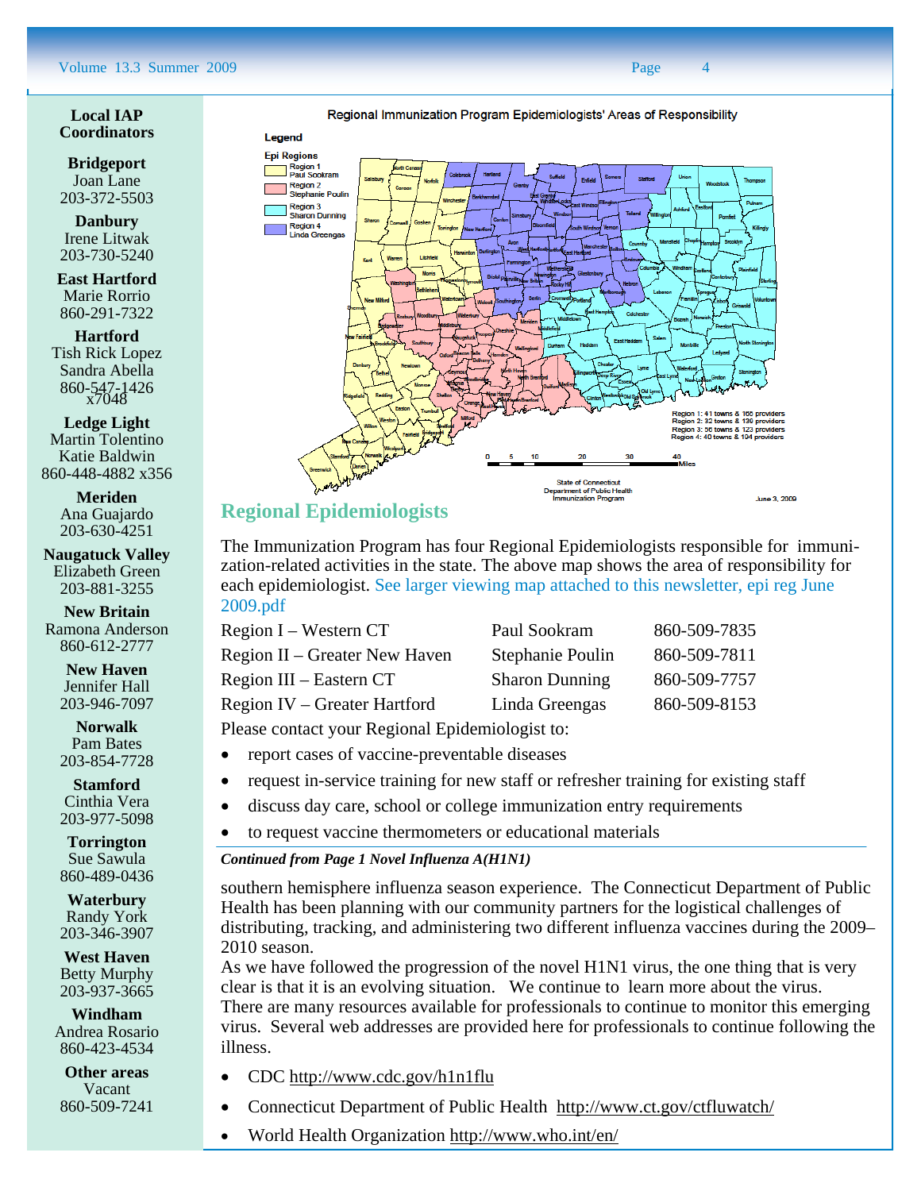### Local IAP Coordinators

**Bridgeport**
Joan Lane
203-372-5503

**Danbury**
Irene Litwak
203-730-5240

**East Hartford**
Marie Rorrio
860-291-7322

**Hartford**
Tish Rick Lopez
Sandra Abella
860-547-1426 x7048

**Ledge Light**
Martin Tolentino
Katie Baldwin
860-448-4882 x356

**Meriden**
Ana Guajardo
203-630-4251

**Naugatuck Valley**
Elizabeth Green
203-881-3255

**New Britain**
Ramona Anderson
860-612-2777

**New Haven**
Jennifer Hall
203-946-7097

**Norwalk**
Pam Bates
203-854-7728

**Stamford**
Cinthia Vera
203-977-5098

**Torrington**
Sue Sawula
860-489-0436

**Waterbury**
Randy York
203-346-3907

**West Haven**
Betty Murphy
203-937-3665

**Windham**
Andrea Rosario
860-423-4534

**Other areas**
Vacant
860-509-7241

Regional Immunization Program Epidemiologists' Areas of Responsibility

Legend
Epi Regions
Region 1 Paul Sookram
Region 2 Stephanie Poulin
Region 3 Sharon Dunning
Region 4 Linda Greengas

Region 1: 41 towns & 168 providers
Region 2: 32 towns & 130 providers
Region 3: 56 towns & 123 providers
Region 4: 40 towns & 104 providers

State of Connecticut
Department of Public Health
Immunization Program

June 3, 2009

## Regional Epidemiologists

The Immunization Program has four Regional Epidemiologists responsible for immunization-related activities in the state. The above map shows the area of responsibility for each epidemiologist. See larger viewing map attached to this newsletter, epi reg June 2009.pdf

| | | |
|---|---|---|
| Region I – Western CT | Paul Sookram | 860-509-7835 |
| Region II – Greater New Haven | Stephanie Poulin | 860-509-7811 |
| Region III – Eastern CT | Sharon Dunning | 860-509-7757 |
| Region IV – Greater Hartford | Linda Greengas | 860-509-8153 |

Please contact your Regional Epidemiologist to:

- report cases of vaccine-preventable diseases
- request in-service training for new staff or refresher training for existing staff
- discuss day care, school or college immunization entry requirements
- to request vaccine thermometers or educational materials

***Continued from Page 1 Novel Influenza A(H1N1)***

southern hemisphere influenza season experience. The Connecticut Department of Public Health has been planning with our community partners for the logistical challenges of distributing, tracking, and administering two different influenza vaccines during the 2009–2010 season.

As we have followed the progression of the novel H1N1 virus, the one thing that is very clear is that it is an evolving situation. We continue to learn more about the virus. There are many resources available for professionals to continue to monitor this emerging virus. Several web addresses are provided here for professionals to continue following the illness.

- CDC http://www.cdc.gov/h1n1flu
- Connecticut Department of Public Health http://www.ct.gov/ctfluwatch/
- World Health Organization http://www.who.int/en/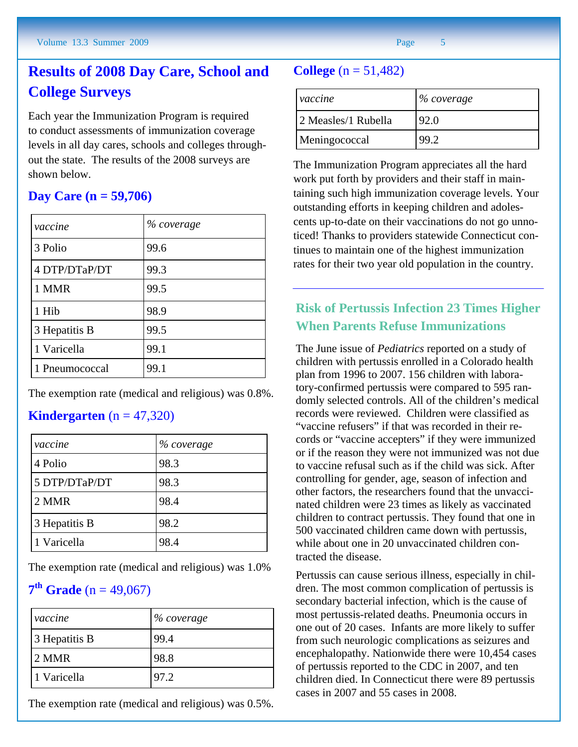## Results of 2008 Day Care, School and College Surveys

Each year the Immunization Program is required to conduct assessments of immunization coverage levels in all day cares, schools and colleges throughout the state. The results of the 2008 surveys are shown below.

### Day Care (n = 59,706)

| *vaccine* | *% coverage* |
|---|---|
| 3 Polio | 99.6 |
| 4 DTP/DTaP/DT | 99.3 |
| 1 MMR | 99.5 |
| 1 Hib | 98.9 |
| 3 Hepatitis B | 99.5 |
| 1 Varicella | 99.1 |
| 1 Pneumococcal | 99.1 |

The exemption rate (medical and religious) was 0.8%.

### Kindergarten (n = 47,320)

| *vaccine* | *% coverage* |
|---|---|
| 4 Polio | 98.3 |
| 5 DTP/DTaP/DT | 98.3 |
| 2 MMR | 98.4 |
| 3 Hepatitis B | 98.2 |
| 1 Varicella | 98.4 |

The exemption rate (medical and religious) was 1.0%

### 7th Grade (n = 49,067)

| *vaccine* | *% coverage* |
|---|---|
| 3 Hepatitis B | 99.4 |
| 2 MMR | 98.8 |
| 1 Varicella | 97.2 |

The exemption rate (medical and religious) was 0.5%.

### College (n = 51,482)

| *vaccine* | *% coverage* |
|---|---|
| 2 Measles/1 Rubella | 92.0 |
| Meningococcal | 99.2 |

The Immunization Program appreciates all the hard work put forth by providers and their staff in maintaining such high immunization coverage levels. Your outstanding efforts in keeping children and adolescents up-to-date on their vaccinations do not go unnoticed! Thanks to providers statewide Connecticut continues to maintain one of the highest immunization rates for their two year old population in the country.

---

## Risk of Pertussis Infection 23 Times Higher When Parents Refuse Immunizations

The June issue of *Pediatrics* reported on a study of children with pertussis enrolled in a Colorado health plan from 1996 to 2007. 156 children with laboratory-confirmed pertussis were compared to 595 randomly selected controls. All of the children's medical records were reviewed. Children were classified as "vaccine refusers" if that was recorded in their records or "vaccine accepters" if they were immunized or if the reason they were not immunized was not due to vaccine refusal such as if the child was sick. After controlling for gender, age, season of infection and other factors, the researchers found that the unvaccinated children were 23 times as likely as vaccinated children to contract pertussis. They found that one in 500 vaccinated children came down with pertussis, while about one in 20 unvaccinated children contracted the disease.

Pertussis can cause serious illness, especially in children. The most common complication of pertussis is secondary bacterial infection, which is the cause of most pertussis-related deaths. Pneumonia occurs in one out of 20 cases. Infants are more likely to suffer from such neurologic complications as seizures and encephalopathy. Nationwide there were 10,454 cases of pertussis reported to the CDC in 2007, and ten children died. In Connecticut there were 89 pertussis cases in 2007 and 55 cases in 2008.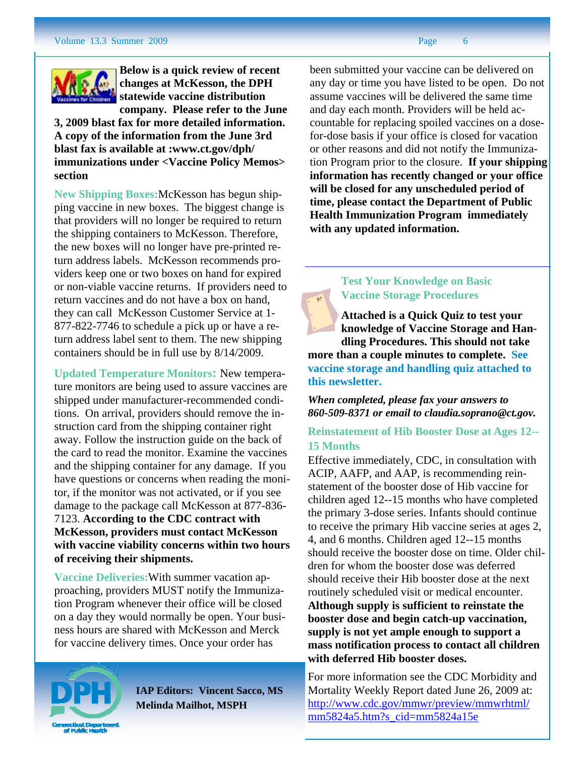**Below is a quick review of recent changes at McKesson, the DPH statewide vaccine distribution company. Please refer to the June 3, 2009 blast fax for more detailed information. A copy of the information from the June 3rd blast fax is available at :www.ct.gov/dph/immunizations under <Vaccine Policy Memos> section**

**New Shipping Boxes:** McKesson has begun shipping vaccine in new boxes. The biggest change is that providers will no longer be required to return the shipping containers to McKesson. Therefore, the new boxes will no longer have pre-printed return address labels. McKesson recommends providers keep one or two boxes on hand for expired or non-viable vaccine returns. If providers need to return vaccines and do not have a box on hand, they can call McKesson Customer Service at 1-877-822-7746 to schedule a pick up or have a return address label sent to them. The new shipping containers should be in full use by 8/14/2009.

**Updated Temperature Monitors:** New temperature monitors are being used to assure vaccines are shipped under manufacturer-recommended conditions. On arrival, providers should remove the instruction card from the shipping container right away. Follow the instruction guide on the back of the card to read the monitor. Examine the vaccines and the shipping container for any damage. If you have questions or concerns when reading the monitor, if the monitor was not activated, or if you see damage to the package call McKesson at 877-836-7123. **According to the CDC contract with McKesson, providers must contact McKesson with vaccine viability concerns within two hours of receiving their shipments.**

**Vaccine Deliveries:** With summer vacation approaching, providers MUST notify the Immunization Program whenever their office will be closed on a day they would normally be open. Your business hours are shared with McKesson and Merck for vaccine delivery times. Once your order has been submitted your vaccine can be delivered on any day or time you have listed to be open. Do not assume vaccines will be delivered the same time and day each month. Providers will be held accountable for replacing spoiled vaccines on a dose-for-dose basis if your office is closed for vacation or other reasons and did not notify the Immunization Program prior to the closure. **If your shipping information has recently changed or your office will be closed for any unscheduled period of time, please contact the Department of Public Health Immunization Program immediately with any updated information.**

IAP Editors: Vincent Sacco, MS
Melinda Mailhot, MSPH

## Test Your Knowledge on Basic Vaccine Storage Procedures

**Attached is a Quick Quiz to test your knowledge of Vaccine Storage and Handling Procedures. This should not take more than a couple minutes to complete. See vaccine storage and handling quiz attached to this newsletter.**

***When completed, please fax your answers to 860-509-8371 or email to claudia.soprano@ct.gov.***

## Reinstatement of Hib Booster Dose at Ages 12--15 Months

Effective immediately, CDC, in consultation with ACIP, AAFP, and AAP, is recommending reinstatement of the booster dose of Hib vaccine for children aged 12--15 months who have completed the primary 3-dose series. Infants should continue to receive the primary Hib vaccine series at ages 2, 4, and 6 months. Children aged 12--15 months should receive the booster dose on time. Older children for whom the booster dose was deferred should receive their Hib booster dose at the next routinely scheduled visit or medical encounter. **Although supply is sufficient to reinstate the booster dose and begin catch-up vaccination, supply is not yet ample enough to support a mass notification process to contact all children with deferred Hib booster doses.**

For more information see the CDC Morbidity and Mortality Weekly Report dated June 26, 2009 at: http://www.cdc.gov/mmwr/preview/mmwrhtml/mm5824a5.htm?s_cid=mm5824a15e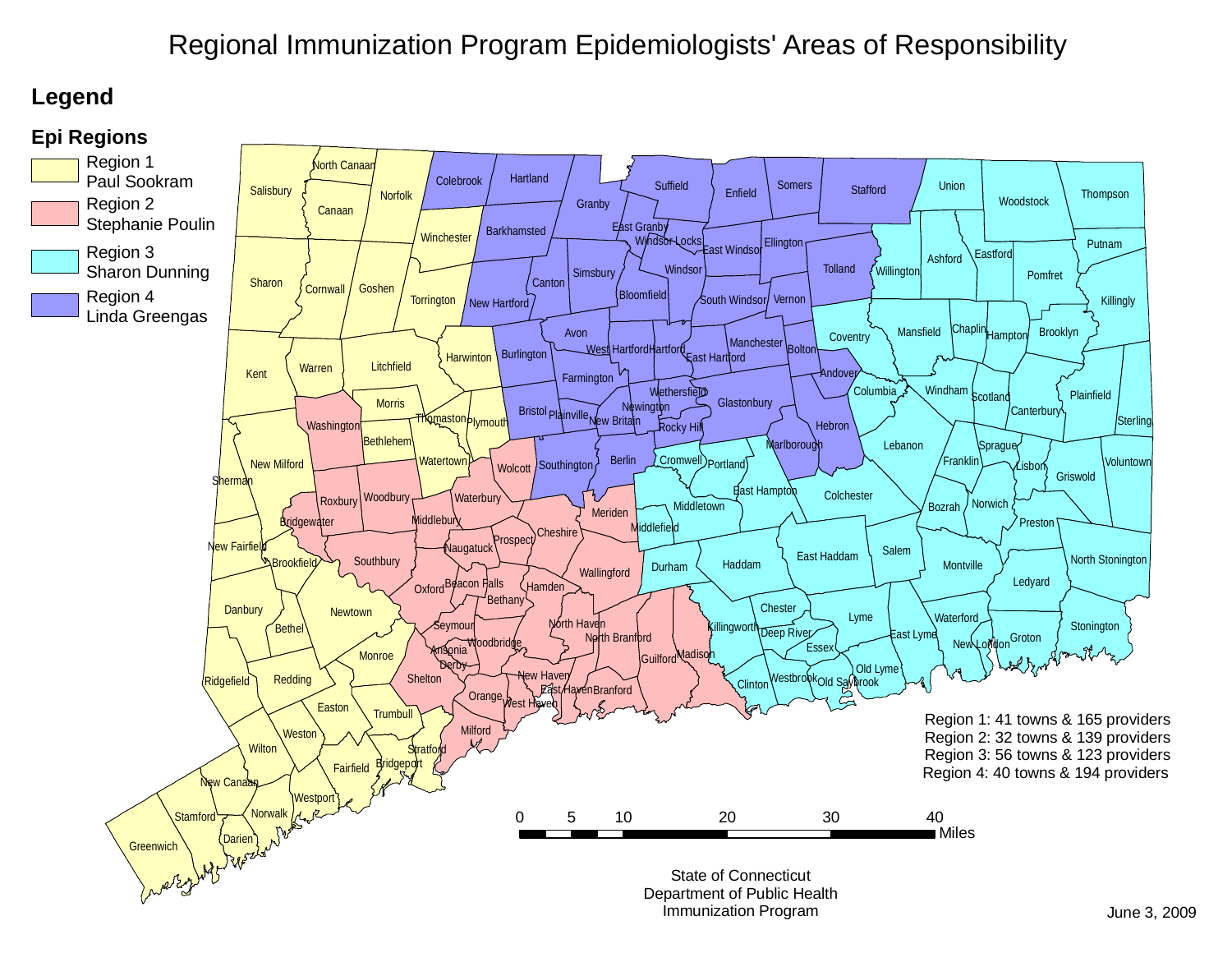# Regional Immunization Program Epidemiologists' Areas of Responsibility

## Legend

### Epi Regions

- Region 1 — Paul Sookram
- Region 2 — Stephanie Poulin
- Region 3 — Sharon Dunning
- Region 4 — Linda Greengas

Region 1: 41 towns & 165 providers
Region 2: 32 towns & 139 providers
Region 3: 56 towns & 123 providers
Region 4: 40 towns & 194 providers

0 5 10 20 30 40 Miles

State of Connecticut
Department of Public Health
Immunization Program

June 3, 2009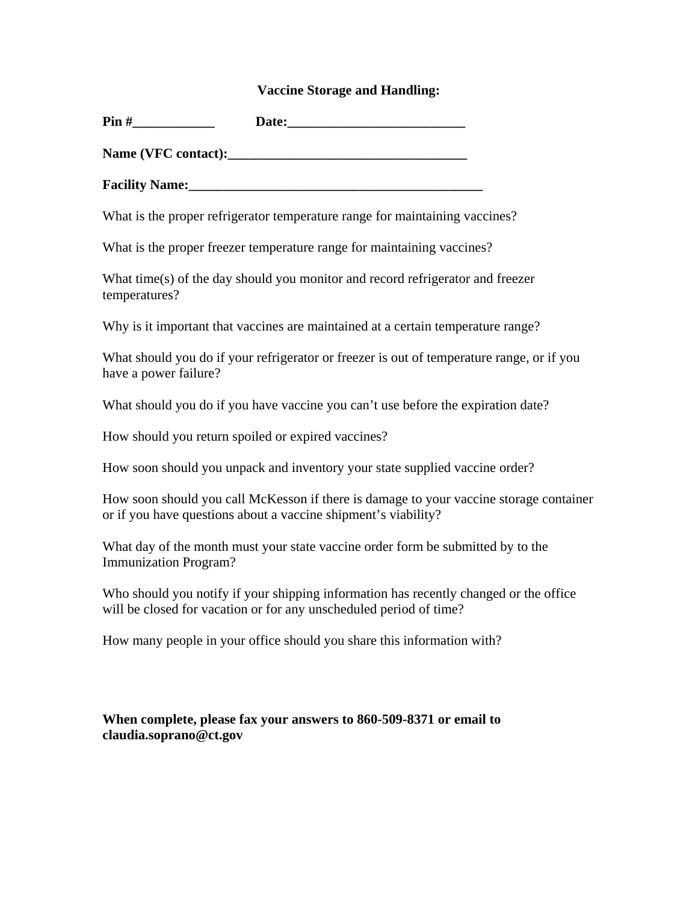**Vaccine Storage and Handling:**

**Pin #____________ Date:__________________________**

**Name (VFC contact):___________________________________**

**Facility Name:____________________________________________**

What is the proper refrigerator temperature range for maintaining vaccines?

What is the proper freezer temperature range for maintaining vaccines?

What time(s) of the day should you monitor and record refrigerator and freezer temperatures?

Why is it important that vaccines are maintained at a certain temperature range?

What should you do if your refrigerator or freezer is out of temperature range, or if you have a power failure?

What should you do if you have vaccine you can't use before the expiration date?

How should you return spoiled or expired vaccines?

How soon should you unpack and inventory your state supplied vaccine order?

How soon should you call McKesson if there is damage to your vaccine storage container or if you have questions about a vaccine shipment's viability?

What day of the month must your state vaccine order form be submitted by to the Immunization Program?

Who should you notify if your shipping information has recently changed or the office will be closed for vacation or for any unscheduled period of time?

How many people in your office should you share this information with?

**When complete, please fax your answers to 860-509-8371 or email to claudia.soprano@ct.gov**